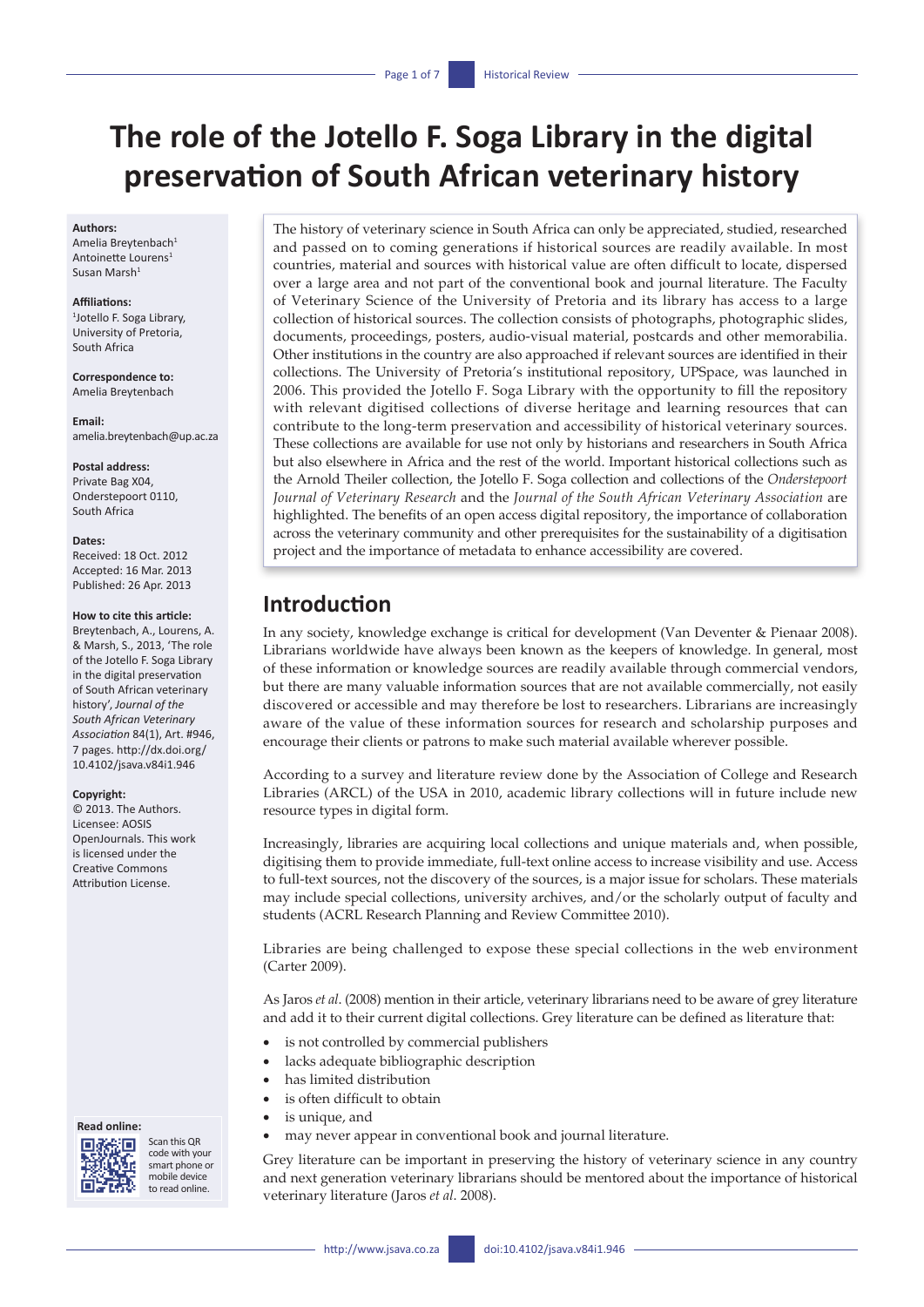# The role of the Jotello F. Soga Library in the digital preservation of South African veterinary history

**Authors:**
Amelia Breytenbach[1]
Antoinette Lourens[1]
Susan Marsh[1]

**Affiliations:**
[1]Jotello F. Soga Library, University of Pretoria, South Africa

**Correspondence to:**
Amelia Breytenbach

**Email:**
amelia.breytenbach@up.ac.za

**Postal address:**
Private Bag X04, Onderstepoort 0110, South Africa

**Dates:**
Received: 18 Oct. 2012
Accepted: 16 Mar. 2013
Published: 26 Apr. 2013

**How to cite this article:**
Breytenbach, A., Lourens, A. & Marsh, S., 2013, 'The role of the Jotello F. Soga Library in the digital preservation of South African veterinary history', *Journal of the South African Veterinary Association* 84(1), Art. #946, 7 pages. http://dx.doi.org/10.4102/jsava.v84i1.946

**Copyright:**
© 2013. The Authors. Licensee: AOSIS OpenJournals. This work is licensed under the Creative Commons Attribution License.

**Read online:**
Scan this QR code with your smart phone or mobile device to read online.

The history of veterinary science in South Africa can only be appreciated, studied, researched and passed on to coming generations if historical sources are readily available. In most countries, material and sources with historical value are often difficult to locate, dispersed over a large area and not part of the conventional book and journal literature. The Faculty of Veterinary Science of the University of Pretoria and its library has access to a large collection of historical sources. The collection consists of photographs, photographic slides, documents, proceedings, posters, audio-visual material, postcards and other memorabilia. Other institutions in the country are also approached if relevant sources are identified in their collections. The University of Pretoria's institutional repository, UPSpace, was launched in 2006. This provided the Jotello F. Soga Library with the opportunity to fill the repository with relevant digitised collections of diverse heritage and learning resources that can contribute to the long-term preservation and accessibility of historical veterinary sources. These collections are available for use not only by historians and researchers in South Africa but also elsewhere in Africa and the rest of the world. Important historical collections such as the Arnold Theiler collection, the Jotello F. Soga collection and collections of the *Onderstepoort Journal of Veterinary Research* and the *Journal of the South African Veterinary Association* are highlighted. The benefits of an open access digital repository, the importance of collaboration across the veterinary community and other prerequisites for the sustainability of a digitisation project and the importance of metadata to enhance accessibility are covered.

## Introduction

In any society, knowledge exchange is critical for development (Van Deventer & Pienaar 2008). Librarians worldwide have always been known as the keepers of knowledge. In general, most of these information or knowledge sources are readily available through commercial vendors, but there are many valuable information sources that are not available commercially, not easily discovered or accessible and may therefore be lost to researchers. Librarians are increasingly aware of the value of these information sources for research and scholarship purposes and encourage their clients or patrons to make such material available wherever possible.

According to a survey and literature review done by the Association of College and Research Libraries (ARCL) of the USA in 2010, academic library collections will in future include new resource types in digital form.

Increasingly, libraries are acquiring local collections and unique materials and, when possible, digitising them to provide immediate, full-text online access to increase visibility and use. Access to full-text sources, not the discovery of the sources, is a major issue for scholars. These materials may include special collections, university archives, and/or the scholarly output of faculty and students (ACRL Research Planning and Review Committee 2010).

Libraries are being challenged to expose these special collections in the web environment (Carter 2009).

As Jaros *et al*. (2008) mention in their article, veterinary librarians need to be aware of grey literature and add it to their current digital collections. Grey literature can be defined as literature that:

- is not controlled by commercial publishers
- lacks adequate bibliographic description
- has limited distribution
- is often difficult to obtain
- is unique, and
- may never appear in conventional book and journal literature.

Grey literature can be important in preserving the history of veterinary science in any country and next generation veterinary librarians should be mentored about the importance of historical veterinary literature (Jaros *et al*. 2008).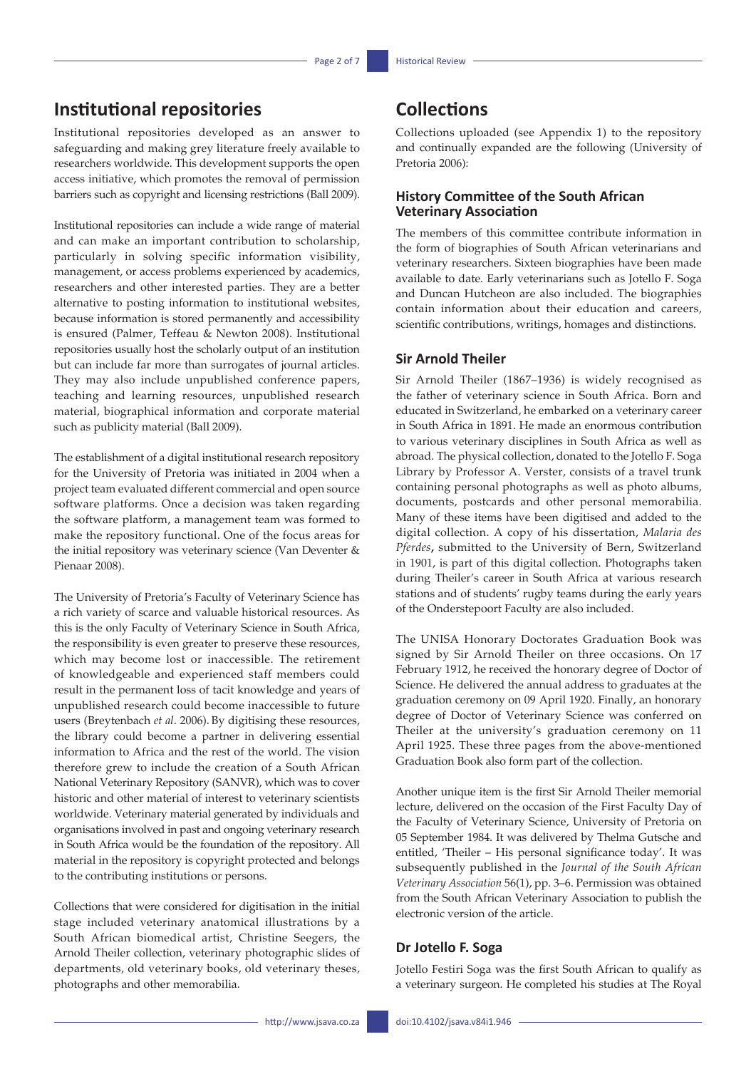## Institutional repositories

Institutional repositories developed as an answer to safeguarding and making grey literature freely available to researchers worldwide. This development supports the open access initiative, which promotes the removal of permission barriers such as copyright and licensing restrictions (Ball 2009).

Institutional repositories can include a wide range of material and can make an important contribution to scholarship, particularly in solving specific information visibility, management, or access problems experienced by academics, researchers and other interested parties. They are a better alternative to posting information to institutional websites, because information is stored permanently and accessibility is ensured (Palmer, Teffeau & Newton 2008). Institutional repositories usually host the scholarly output of an institution but can include far more than surrogates of journal articles. They may also include unpublished conference papers, teaching and learning resources, unpublished research material, biographical information and corporate material such as publicity material (Ball 2009).

The establishment of a digital institutional research repository for the University of Pretoria was initiated in 2004 when a project team evaluated different commercial and open source software platforms. Once a decision was taken regarding the software platform, a management team was formed to make the repository functional. One of the focus areas for the initial repository was veterinary science (Van Deventer & Pienaar 2008).

The University of Pretoria's Faculty of Veterinary Science has a rich variety of scarce and valuable historical resources. As this is the only Faculty of Veterinary Science in South Africa, the responsibility is even greater to preserve these resources, which may become lost or inaccessible. The retirement of knowledgeable and experienced staff members could result in the permanent loss of tacit knowledge and years of unpublished research could become inaccessible to future users (Breytenbach *et al*. 2006). By digitising these resources, the library could become a partner in delivering essential information to Africa and the rest of the world. The vision therefore grew to include the creation of a South African National Veterinary Repository (SANVR), which was to cover historic and other material of interest to veterinary scientists worldwide. Veterinary material generated by individuals and organisations involved in past and ongoing veterinary research in South Africa would be the foundation of the repository. All material in the repository is copyright protected and belongs to the contributing institutions or persons.

Collections that were considered for digitisation in the initial stage included veterinary anatomical illustrations by a South African biomedical artist, Christine Seegers, the Arnold Theiler collection, veterinary photographic slides of departments, old veterinary books, old veterinary theses, photographs and other memorabilia.

## Collections

Collections uploaded (see Appendix 1) to the repository and continually expanded are the following (University of Pretoria 2006):

### History Committee of the South African Veterinary Association

The members of this committee contribute information in the form of biographies of South African veterinarians and veterinary researchers. Sixteen biographies have been made available to date. Early veterinarians such as Jotello F. Soga and Duncan Hutcheon are also included. The biographies contain information about their education and careers, scientific contributions, writings, homages and distinctions.

### Sir Arnold Theiler

Sir Arnold Theiler (1867–1936) is widely recognised as the father of veterinary science in South Africa. Born and educated in Switzerland, he embarked on a veterinary career in South Africa in 1891. He made an enormous contribution to various veterinary disciplines in South Africa as well as abroad. The physical collection, donated to the Jotello F. Soga Library by Professor A. Verster, consists of a travel trunk containing personal photographs as well as photo albums, documents, postcards and other personal memorabilia. Many of these items have been digitised and added to the digital collection. A copy of his dissertation, *Malaria des Pferdes*, submitted to the University of Bern, Switzerland in 1901, is part of this digital collection. Photographs taken during Theiler's career in South Africa at various research stations and of students' rugby teams during the early years of the Onderstepoort Faculty are also included.

The UNISA Honorary Doctorates Graduation Book was signed by Sir Arnold Theiler on three occasions. On 17 February 1912, he received the honorary degree of Doctor of Science. He delivered the annual address to graduates at the graduation ceremony on 09 April 1920. Finally, an honorary degree of Doctor of Veterinary Science was conferred on Theiler at the university's graduation ceremony on 11 April 1925. These three pages from the above-mentioned Graduation Book also form part of the collection.

Another unique item is the first Sir Arnold Theiler memorial lecture, delivered on the occasion of the First Faculty Day of the Faculty of Veterinary Science, University of Pretoria on 05 September 1984. It was delivered by Thelma Gutsche and entitled, 'Theiler – His personal significance today'. It was subsequently published in the *Journal of the South African Veterinary Association* 56(1), pp. 3–6. Permission was obtained from the South African Veterinary Association to publish the electronic version of the article.

### Dr Jotello F. Soga

Jotello Festiri Soga was the first South African to qualify as a veterinary surgeon. He completed his studies at The Royal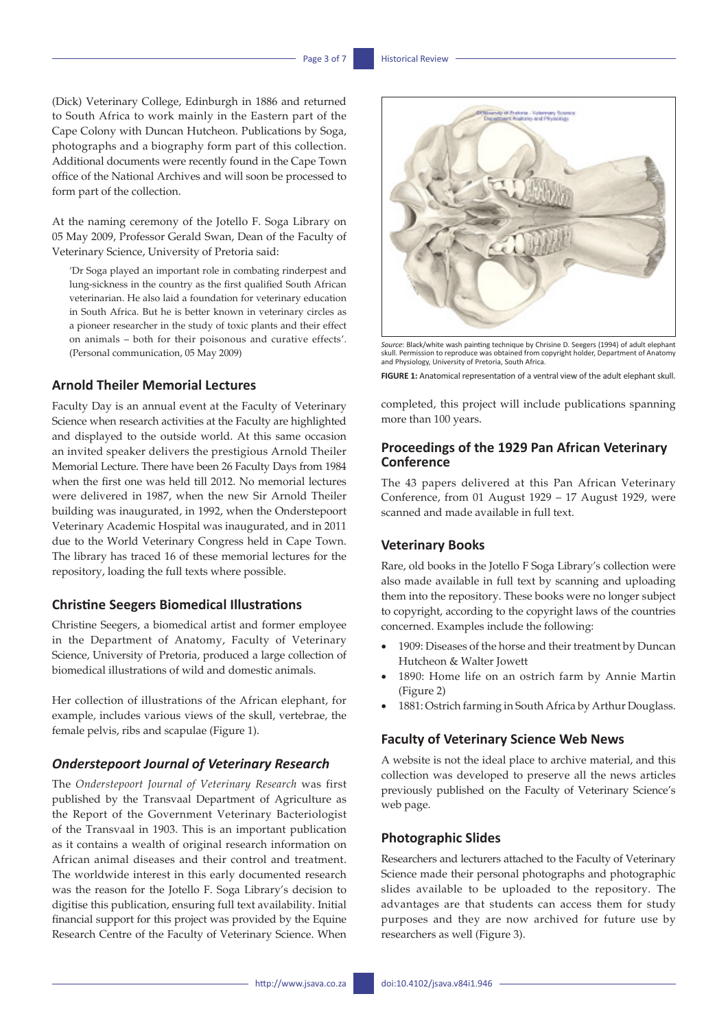(Dick) Veterinary College, Edinburgh in 1886 and returned to South Africa to work mainly in the Eastern part of the Cape Colony with Duncan Hutcheon. Publications by Soga, photographs and a biography form part of this collection. Additional documents were recently found in the Cape Town office of the National Archives and will soon be processed to form part of the collection.

At the naming ceremony of the Jotello F. Soga Library on 05 May 2009, Professor Gerald Swan, Dean of the Faculty of Veterinary Science, University of Pretoria said:

> 'Dr Soga played an important role in combating rinderpest and lung-sickness in the country as the first qualified South African veterinarian. He also laid a foundation for veterinary education in South Africa. But he is better known in veterinary circles as a pioneer researcher in the study of toxic plants and their effect on animals – both for their poisonous and curative effects'. (Personal communication, 05 May 2009)

## Arnold Theiler Memorial Lectures

Faculty Day is an annual event at the Faculty of Veterinary Science when research activities at the Faculty are highlighted and displayed to the outside world. At this same occasion an invited speaker delivers the prestigious Arnold Theiler Memorial Lecture. There have been 26 Faculty Days from 1984 when the first one was held till 2012. No memorial lectures were delivered in 1987, when the new Sir Arnold Theiler building was inaugurated, in 1992, when the Onderstepoort Veterinary Academic Hospital was inaugurated, and in 2011 due to the World Veterinary Congress held in Cape Town. The library has traced 16 of these memorial lectures for the repository, loading the full texts where possible.

## Christine Seegers Biomedical Illustrations

Christine Seegers, a biomedical artist and former employee in the Department of Anatomy, Faculty of Veterinary Science, University of Pretoria, produced a large collection of biomedical illustrations of wild and domestic animals.

Her collection of illustrations of the African elephant, for example, includes various views of the skull, vertebrae, the female pelvis, ribs and scapulae (Figure 1).

*Source*: Black/white wash painting technique by Chrisine D. Seegers (1994) of adult elephant skull. Permission to reproduce was obtained from copyright holder, Department of Anatomy and Physiology, University of Pretoria, South Africa.

**FIGURE 1:** Anatomical representation of a ventral view of the adult elephant skull.

## *Onderstepoort Journal of Veterinary Research*

The *Onderstepoort Journal of Veterinary Research* was first published by the Transvaal Department of Agriculture as the Report of the Government Veterinary Bacteriologist of the Transvaal in 1903. This is an important publication as it contains a wealth of original research information on African animal diseases and their control and treatment. The worldwide interest in this early documented research was the reason for the Jotello F. Soga Library's decision to digitise this publication, ensuring full text availability. Initial financial support for this project was provided by the Equine Research Centre of the Faculty of Veterinary Science. When completed, this project will include publications spanning more than 100 years.

## Proceedings of the 1929 Pan African Veterinary Conference

The 43 papers delivered at this Pan African Veterinary Conference, from 01 August 1929 – 17 August 1929, were scanned and made available in full text.

## Veterinary Books

Rare, old books in the Jotello F Soga Library's collection were also made available in full text by scanning and uploading them into the repository. These books were no longer subject to copyright, according to the copyright laws of the countries concerned. Examples include the following:

- 1909: Diseases of the horse and their treatment by Duncan Hutcheon & Walter Jowett
- 1890: Home life on an ostrich farm by Annie Martin (Figure 2)
- 1881: Ostrich farming in South Africa by Arthur Douglass.

## Faculty of Veterinary Science Web News

A website is not the ideal place to archive material, and this collection was developed to preserve all the news articles previously published on the Faculty of Veterinary Science's web page.

## Photographic Slides

Researchers and lecturers attached to the Faculty of Veterinary Science made their personal photographs and photographic slides available to be uploaded to the repository. The advantages are that students can access them for study purposes and they are now archived for future use by researchers as well (Figure 3).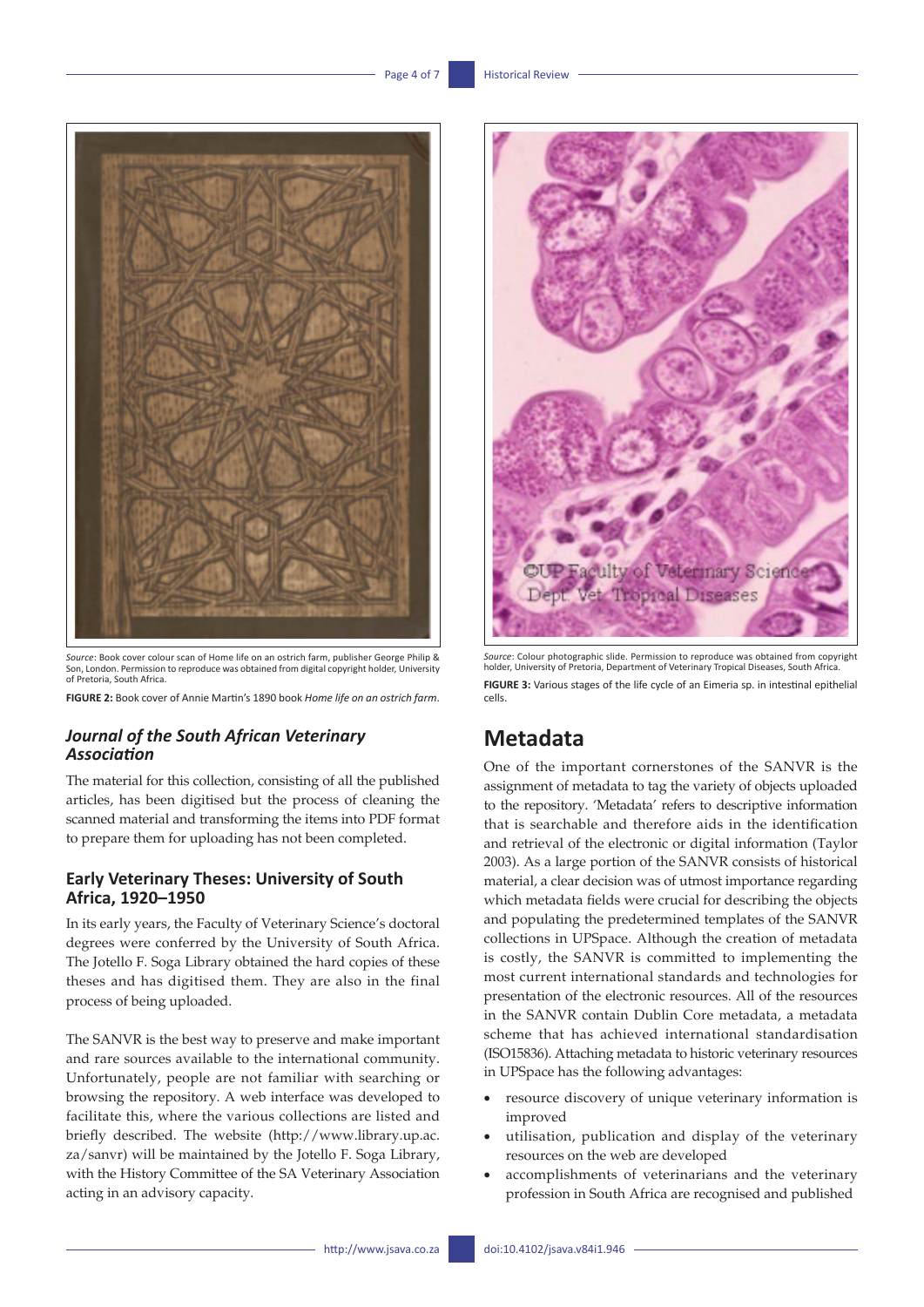*Source*: Book cover colour scan of Home life on an ostrich farm, publisher George Philip & Son, London. Permission to reproduce was obtained from digital copyright holder, University of Pretoria, South Africa.

**FIGURE 2:** Book cover of Annie Martin's 1890 book *Home life on an ostrich farm*.

### *Journal of the South African Veterinary Association*

The material for this collection, consisting of all the published articles, has been digitised but the process of cleaning the scanned material and transforming the items into PDF format to prepare them for uploading has not been completed.

### Early Veterinary Theses: University of South Africa, 1920–1950

In its early years, the Faculty of Veterinary Science's doctoral degrees were conferred by the University of South Africa. The Jotello F. Soga Library obtained the hard copies of these theses and has digitised them. They are also in the final process of being uploaded.

The SANVR is the best way to preserve and make important and rare sources available to the international community. Unfortunately, people are not familiar with searching or browsing the repository. A web interface was developed to facilitate this, where the various collections are listed and briefly described. The website (http://www.library.up.ac.za/sanvr) will be maintained by the Jotello F. Soga Library, with the History Committee of the SA Veterinary Association acting in an advisory capacity.

*Source*: Colour photographic slide. Permission to reproduce was obtained from copyright holder, University of Pretoria, Department of Veterinary Tropical Diseases, South Africa.

**FIGURE 3:** Various stages of the life cycle of an Eimeria sp. in intestinal epithelial cells.

## Metadata

One of the important cornerstones of the SANVR is the assignment of metadata to tag the variety of objects uploaded to the repository. 'Metadata' refers to descriptive information that is searchable and therefore aids in the identification and retrieval of the electronic or digital information (Taylor 2003). As a large portion of the SANVR consists of historical material, a clear decision was of utmost importance regarding which metadata fields were crucial for describing the objects and populating the predetermined templates of the SANVR collections in UPSpace. Although the creation of metadata is costly, the SANVR is committed to implementing the most current international standards and technologies for presentation of the electronic resources. All of the resources in the SANVR contain Dublin Core metadata, a metadata scheme that has achieved international standardisation (ISO15836). Attaching metadata to historic veterinary resources in UPSpace has the following advantages:

- resource discovery of unique veterinary information is improved
- utilisation, publication and display of the veterinary resources on the web are developed
- accomplishments of veterinarians and the veterinary profession in South Africa are recognised and published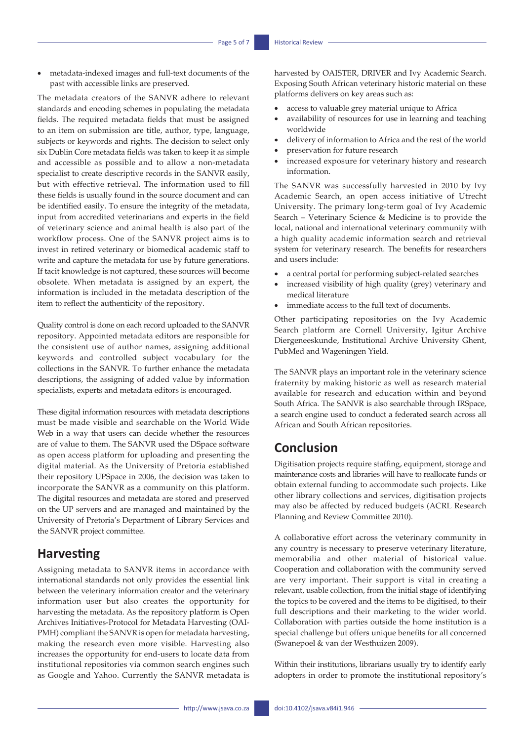- metadata-indexed images and full-text documents of the past with accessible links are preserved.

The metadata creators of the SANVR adhere to relevant standards and encoding schemes in populating the metadata fields. The required metadata fields that must be assigned to an item on submission are title, author, type, language, subjects or keywords and rights. The decision to select only six Dublin Core metadata fields was taken to keep it as simple and accessible as possible and to allow a non-metadata specialist to create descriptive records in the SANVR easily, but with effective retrieval. The information used to fill these fields is usually found in the source document and can be identified easily. To ensure the integrity of the metadata, input from accredited veterinarians and experts in the field of veterinary science and animal health is also part of the workflow process. One of the SANVR project aims is to invest in retired veterinary or biomedical academic staff to write and capture the metadata for use by future generations. If tacit knowledge is not captured, these sources will become obsolete. When metadata is assigned by an expert, the information is included in the metadata description of the item to reflect the authenticity of the repository.

Quality control is done on each record uploaded to the SANVR repository. Appointed metadata editors are responsible for the consistent use of author names, assigning additional keywords and controlled subject vocabulary for the collections in the SANVR. To further enhance the metadata descriptions, the assigning of added value by information specialists, experts and metadata editors is encouraged.

These digital information resources with metadata descriptions must be made visible and searchable on the World Wide Web in a way that users can decide whether the resources are of value to them. The SANVR used the DSpace software as open access platform for uploading and presenting the digital material. As the University of Pretoria established their repository UPSpace in 2006, the decision was taken to incorporate the SANVR as a community on this platform. The digital resources and metadata are stored and preserved on the UP servers and are managed and maintained by the University of Pretoria's Department of Library Services and the SANVR project committee.

## Harvesting

Assigning metadata to SANVR items in accordance with international standards not only provides the essential link between the veterinary information creator and the veterinary information user but also creates the opportunity for harvesting the metadata. As the repository platform is Open Archives Initiatives-Protocol for Metadata Harvesting (OAI-PMH) compliant the SANVR is open for metadata harvesting, making the research even more visible. Harvesting also increases the opportunity for end-users to locate data from institutional repositories via common search engines such as Google and Yahoo. Currently the SANVR metadata is harvested by OAISTER, DRIVER and Ivy Academic Search. Exposing South African veterinary historic material on these platforms delivers on key areas such as:

- access to valuable grey material unique to Africa
- availability of resources for use in learning and teaching worldwide
- delivery of information to Africa and the rest of the world
- preservation for future research
- increased exposure for veterinary history and research information.

The SANVR was successfully harvested in 2010 by Ivy Academic Search, an open access initiative of Utrecht University. The primary long-term goal of Ivy Academic Search – Veterinary Science & Medicine is to provide the local, national and international veterinary community with a high quality academic information search and retrieval system for veterinary research. The benefits for researchers and users include:

- a central portal for performing subject-related searches
- increased visibility of high quality (grey) veterinary and medical literature
- immediate access to the full text of documents.

Other participating repositories on the Ivy Academic Search platform are Cornell University, Igitur Archive Diergeneeskunde, Institutional Archive University Ghent, PubMed and Wageningen Yield.

The SANVR plays an important role in the veterinary science fraternity by making historic as well as research material available for research and education within and beyond South Africa. The SANVR is also searchable through IRSpace, a search engine used to conduct a federated search across all African and South African repositories.

## Conclusion

Digitisation projects require staffing, equipment, storage and maintenance costs and libraries will have to reallocate funds or obtain external funding to accommodate such projects. Like other library collections and services, digitisation projects may also be affected by reduced budgets (ACRL Research Planning and Review Committee 2010).

A collaborative effort across the veterinary community in any country is necessary to preserve veterinary literature, memorabilia and other material of historical value. Cooperation and collaboration with the community served are very important. Their support is vital in creating a relevant, usable collection, from the initial stage of identifying the topics to be covered and the items to be digitised, to their full descriptions and their marketing to the wider world. Collaboration with parties outside the home institution is a special challenge but offers unique benefits for all concerned (Swanepoel & van der Westhuizen 2009).

Within their institutions, librarians usually try to identify early adopters in order to promote the institutional repository's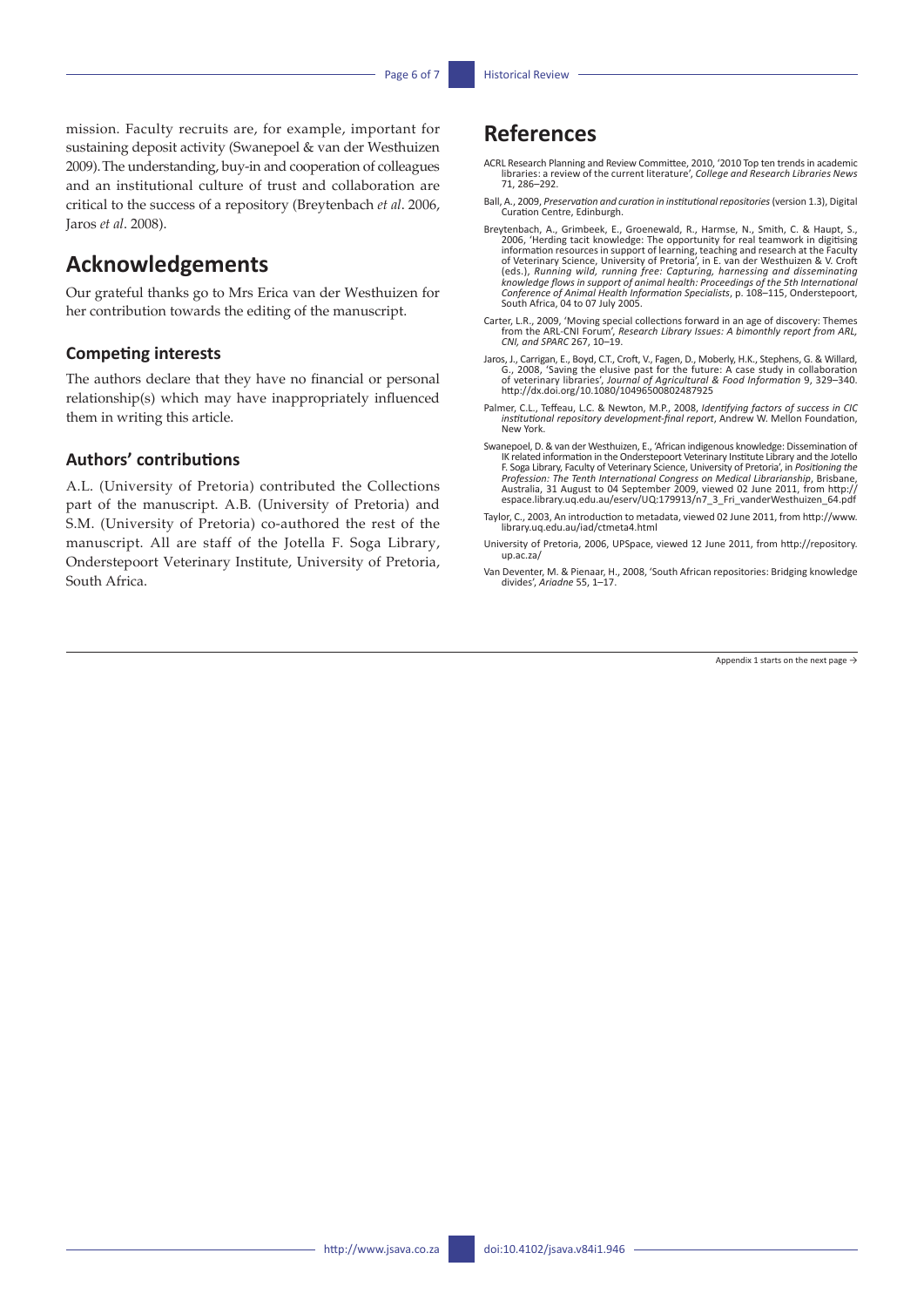mission. Faculty recruits are, for example, important for sustaining deposit activity (Swanepoel & van der Westhuizen 2009). The understanding, buy-in and cooperation of colleagues and an institutional culture of trust and collaboration are critical to the success of a repository (Breytenbach *et al*. 2006, Jaros *et al*. 2008).

## Acknowledgements

Our grateful thanks go to Mrs Erica van der Westhuizen for her contribution towards the editing of the manuscript.

### Competing interests

The authors declare that they have no financial or personal relationship(s) which may have inappropriately influenced them in writing this article.

### Authors' contributions

A.L. (University of Pretoria) contributed the Collections part of the manuscript. A.B. (University of Pretoria) and S.M. (University of Pretoria) co-authored the rest of the manuscript. All are staff of the Jotella F. Soga Library, Onderstepoort Veterinary Institute, University of Pretoria, South Africa.

## References

ACRL Research Planning and Review Committee, 2010, '2010 Top ten trends in academic libraries: a review of the current literature', *College and Research Libraries News* 71, 286–292.

Ball, A., 2009, *Preservation and curation in institutional repositories* (version 1.3), Digital Curation Centre, Edinburgh.

Breytenbach, A., Grimbeek, E., Groenewald, R., Harmse, N., Smith, C. & Haupt, S., 2006, 'Herding tacit knowledge: The opportunity for real teamwork in digitising information resources in support of learning, teaching and research at the Faculty of Veterinary Science, University of Pretoria', in E. van der Westhuizen & V. Croft (eds.), *Running wild, running free: Capturing, harnessing and disseminating knowledge flows in support of animal health: Proceedings of the 5th International Conference of Animal Health Information Specialists*, p. 108–115, Onderstepoort, South Africa, 04 to 07 July 2005.

Carter, L.R., 2009, 'Moving special collections forward in an age of discovery: Themes from the ARL-CNI Forum', *Research Library Issues: A bimonthly report from ARL, CNI, and SPARC* 267, 10–19.

Jaros, J., Carrigan, E., Boyd, C.T., Croft, V., Fagen, D., Moberly, H.K., Stephens, G. & Willard, G., 2008, 'Saving the elusive past for the future: A case study in collaboration of veterinary libraries', *Journal of Agricultural & Food Information* 9, 329–340. http://dx.doi.org/10.1080/10496500802487925

Palmer, C.L., Teffeau, L.C. & Newton, M.P., 2008, *Identifying factors of success in CIC institutional repository development-final report*, Andrew W. Mellon Foundation, New York.

Swanepoel, D. & van der Westhuizen, E., 'African indigenous knowledge: Dissemination of IK related information in the Onderstepoort Veterinary Institute Library and the Jotello F. Soga Library, Faculty of Veterinary Science, University of Pretoria', in *Positioning the Profession: The Tenth International Congress on Medical Librarianship*, Brisbane, Australia, 31 August to 04 September 2009, viewed 02 June 2011, from http://espace.library.uq.edu.au/eserv/UQ:179913/n7_3_Fri_vanderWesthuizen_64.pdf

Taylor, C., 2003, An introduction to metadata, viewed 02 June 2011, from http://www.library.uq.edu.au/iad/ctmeta4.html

University of Pretoria, 2006, UPSpace, viewed 12 June 2011, from http://repository.up.ac.za/

Van Deventer, M. & Pienaar, H., 2008, 'South African repositories: Bridging knowledge divides', *Ariadne* 55, 1–17.

Appendix 1 starts on the next page →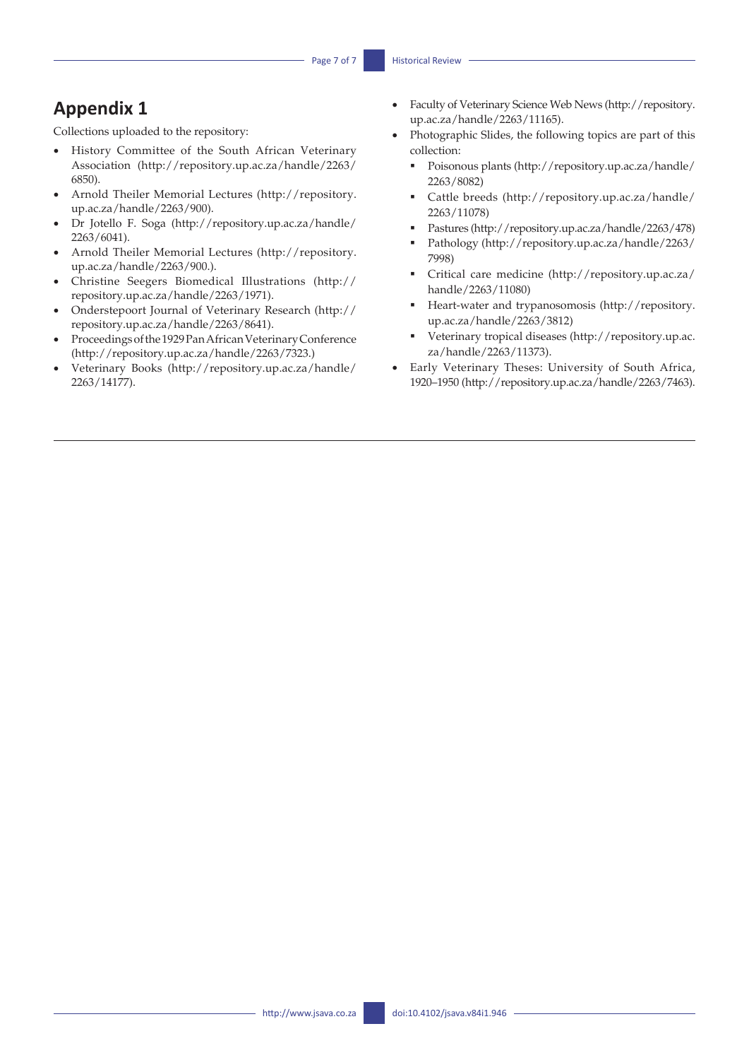## Appendix 1

Collections uploaded to the repository:

- History Committee of the South African Veterinary Association (http://repository.up.ac.za/handle/2263/6850).
- Arnold Theiler Memorial Lectures (http://repository.up.ac.za/handle/2263/900).
- Dr Jotello F. Soga (http://repository.up.ac.za/handle/2263/6041).
- Arnold Theiler Memorial Lectures (http://repository.up.ac.za/handle/2263/900.).
- Christine Seegers Biomedical Illustrations (http://repository.up.ac.za/handle/2263/1971).
- Onderstepoort Journal of Veterinary Research (http://repository.up.ac.za/handle/2263/8641).
- Proceedings of the 1929 Pan African Veterinary Conference (http://repository.up.ac.za/handle/2263/7323.)
- Veterinary Books (http://repository.up.ac.za/handle/2263/14177).
- Faculty of Veterinary Science Web News (http://repository.up.ac.za/handle/2263/11165).
- Photographic Slides, the following topics are part of this collection:
  - Poisonous plants (http://repository.up.ac.za/handle/2263/8082)
  - Cattle breeds (http://repository.up.ac.za/handle/2263/11078)
  - Pastures (http://repository.up.ac.za/handle/2263/478)
  - Pathology (http://repository.up.ac.za/handle/2263/7998)
  - Critical care medicine (http://repository.up.ac.za/handle/2263/11080)
  - Heart-water and trypanosomosis (http://repository.up.ac.za/handle/2263/3812)
  - Veterinary tropical diseases (http://repository.up.ac.za/handle/2263/11373).
- Early Veterinary Theses: University of South Africa, 1920–1950 (http://repository.up.ac.za/handle/2263/7463).